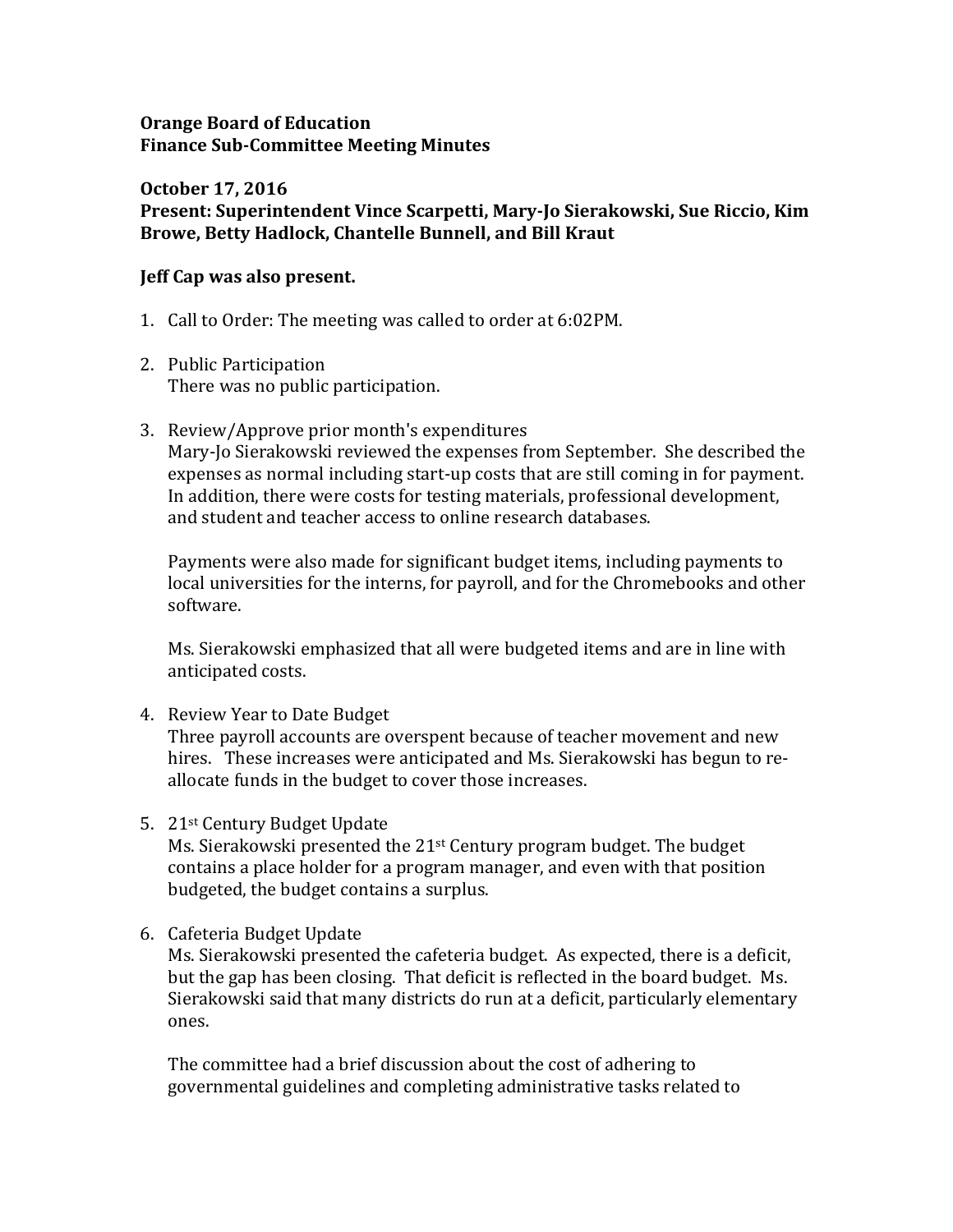**Orange Board of Education**
**Finance Sub-Committee Meeting Minutes**

**October 17, 2016**
**Present: Superintendent Vince Scarpetti, Mary-Jo Sierakowski, Sue Riccio, Kim Browe, Betty Hadlock, Chantelle Bunnell, and Bill Kraut**

**Jeff Cap was also present.**

1. Call to Order: The meeting was called to order at 6:02PM.

2. Public Participation
   There was no public participation.

3. Review/Approve prior month's expenditures
   Mary-Jo Sierakowski reviewed the expenses from September. She described the expenses as normal including start-up costs that are still coming in for payment. In addition, there were costs for testing materials, professional development, and student and teacher access to online research databases.

   Payments were also made for significant budget items, including payments to local universities for the interns, for payroll, and for the Chromebooks and other software.

   Ms. Sierakowski emphasized that all were budgeted items and are in line with anticipated costs.

4. Review Year to Date Budget
   Three payroll accounts are overspent because of teacher movement and new hires. These increases were anticipated and Ms. Sierakowski has begun to re-allocate funds in the budget to cover those increases.

5. 21st Century Budget Update
   Ms. Sierakowski presented the 21st Century program budget. The budget contains a place holder for a program manager, and even with that position budgeted, the budget contains a surplus.

6. Cafeteria Budget Update
   Ms. Sierakowski presented the cafeteria budget. As expected, there is a deficit, but the gap has been closing. That deficit is reflected in the board budget. Ms. Sierakowski said that many districts do run at a deficit, particularly elementary ones.

   The committee had a brief discussion about the cost of adhering to governmental guidelines and completing administrative tasks related to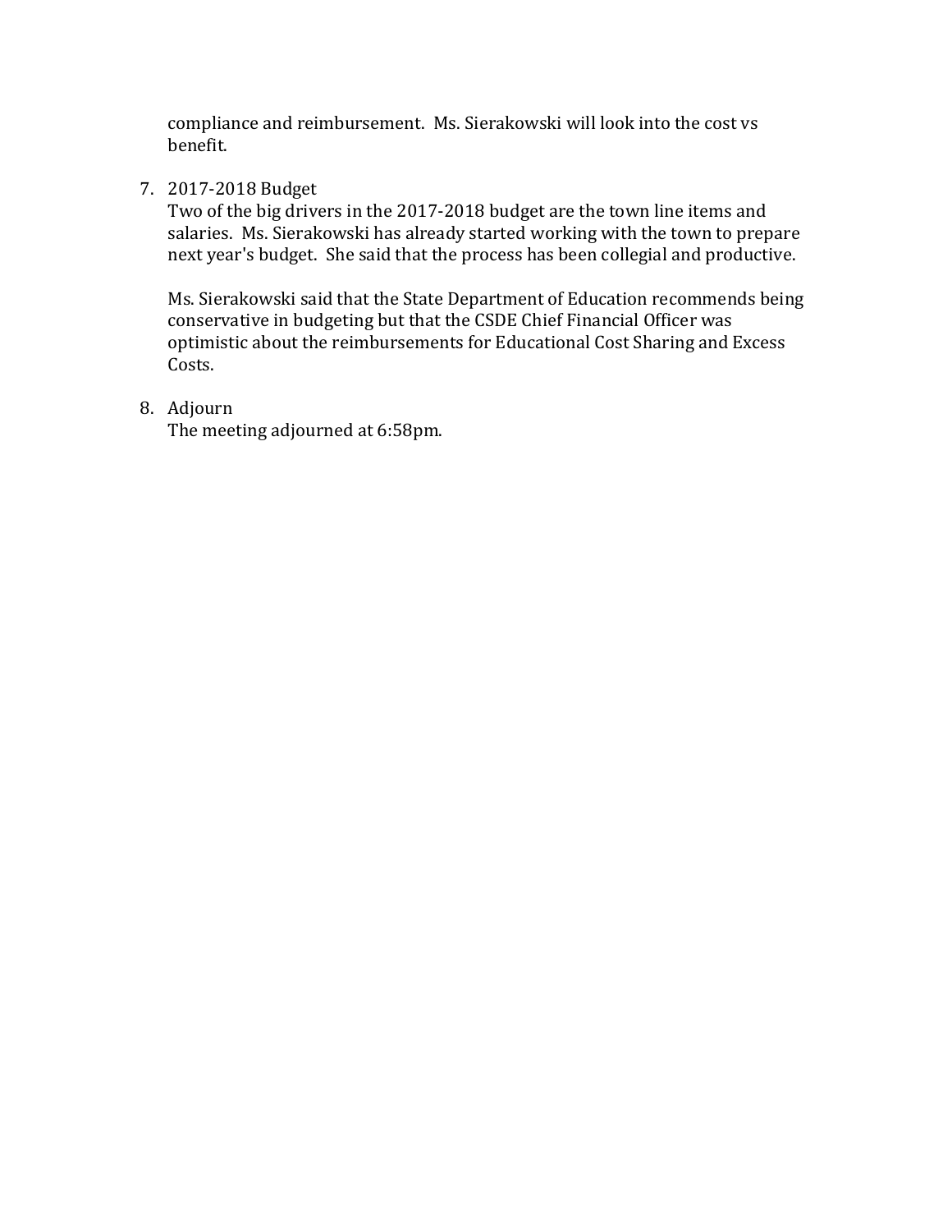compliance and reimbursement. Ms. Sierakowski will look into the cost vs benefit.

7. 2017-2018 Budget
   Two of the big drivers in the 2017-2018 budget are the town line items and salaries. Ms. Sierakowski has already started working with the town to prepare next year's budget. She said that the process has been collegial and productive.

   Ms. Sierakowski said that the State Department of Education recommends being conservative in budgeting but that the CSDE Chief Financial Officer was optimistic about the reimbursements for Educational Cost Sharing and Excess Costs.

8. Adjourn
   The meeting adjourned at 6:58pm.